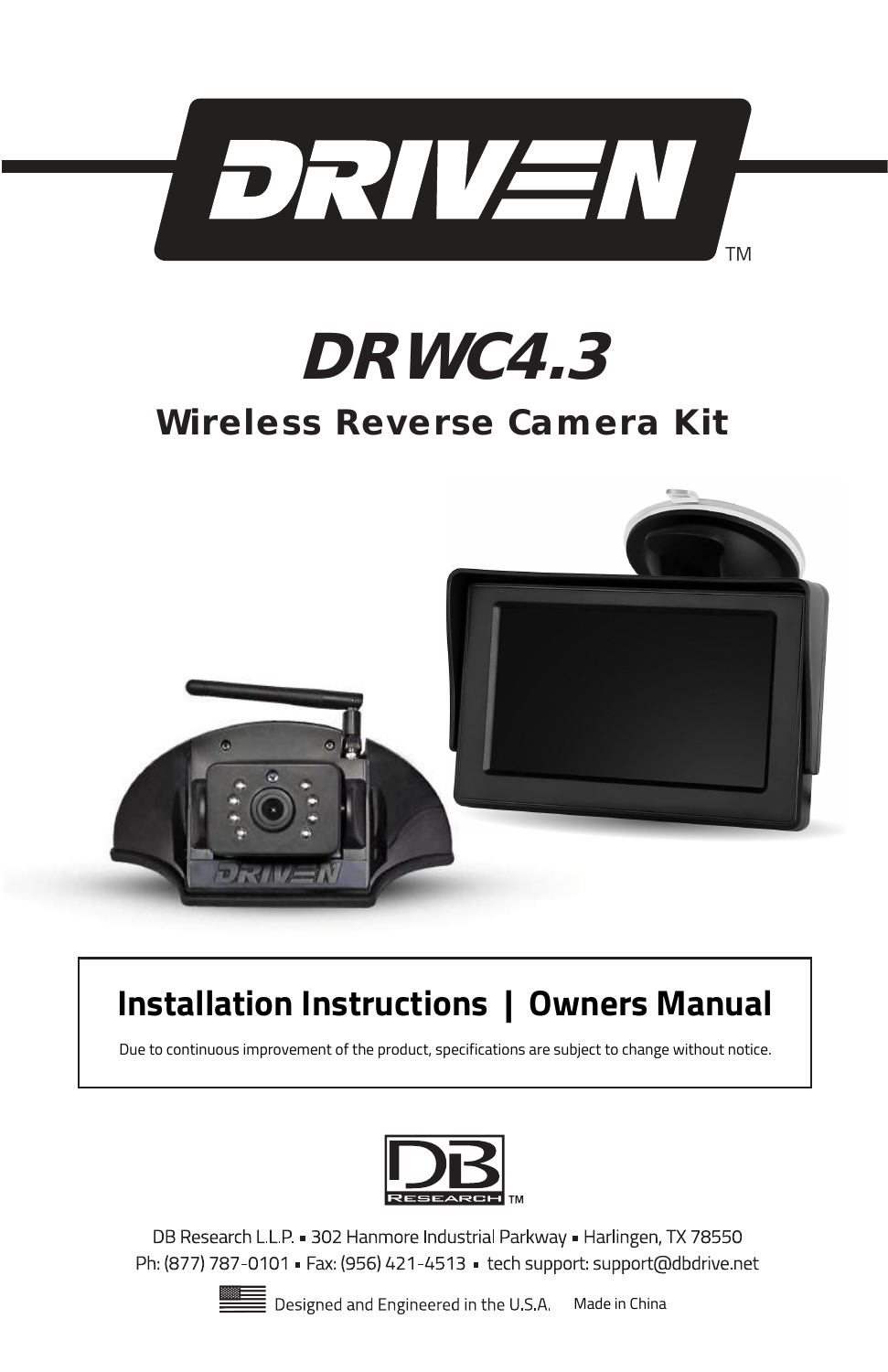# DRIVEN™

# DRWC4.3

## Wireless Reverse Camera Kit

**Installation Instructions | Owners Manual**

Due to continuous improvement of the product, specifications are subject to change without notice.

DB RESEARCH™

DB Research L.L.P. ▪ 302 Hanmore Industrial Parkway ▪ Harlingen, TX 78550
Ph: (877) 787-0101 ▪ Fax: (956) 421-4513 ▪ tech support: support@dbdrive.net

Designed and Engineered in the U.S.A. Made in China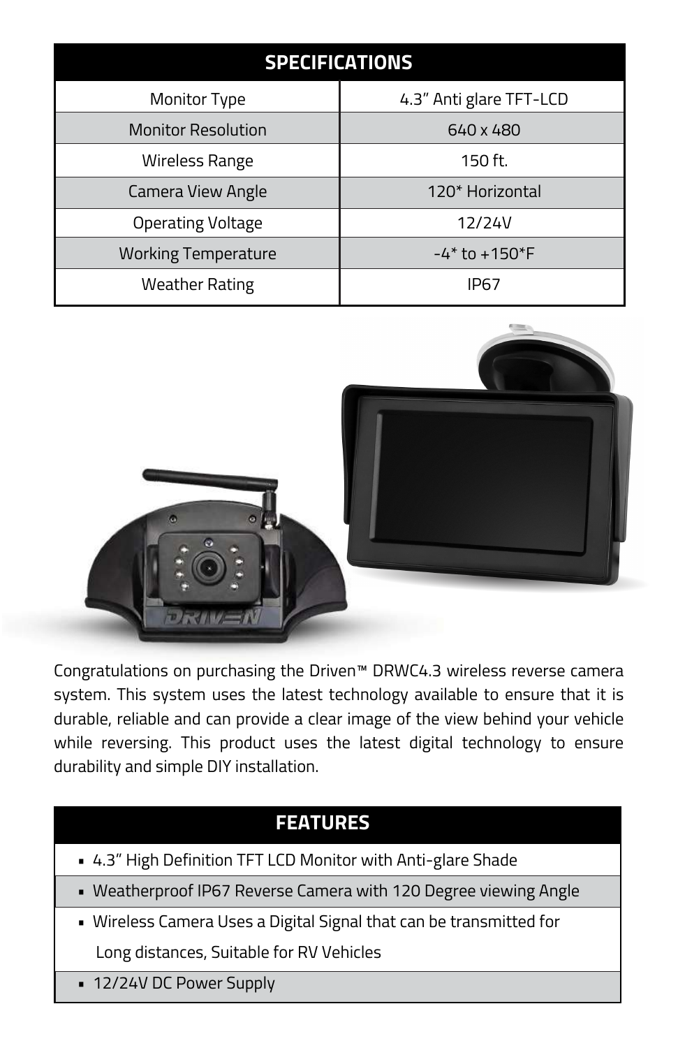| SPECIFICATIONS | |
|---|---|
| Monitor Type | 4.3” Anti glare TFT-LCD |
| Monitor Resolution | 640 x 480 |
| Wireless Range | 150 ft. |
| Camera View Angle | 120* Horizontal |
| Operating Voltage | 12/24V |
| Working Temperature | -4* to +150*F |
| Weather Rating | IP67 |

Congratulations on purchasing the Driven™ DRWC4.3 wireless reverse camera system. This system uses the latest technology available to ensure that it is durable, reliable and can provide a clear image of the view behind your vehicle while reversing. This product uses the latest digital technology to ensure durability and simple DIY installation.

| FEATURES |
|---|
| ▪ 4.3” High Definition TFT LCD Monitor with Anti-glare Shade |
| ▪ Weatherproof IP67 Reverse Camera with 120 Degree viewing Angle |
| ▪ Wireless Camera Uses a Digital Signal that can be transmitted for Long distances, Suitable for RV Vehicles |
| ▪ 12/24V DC Power Supply |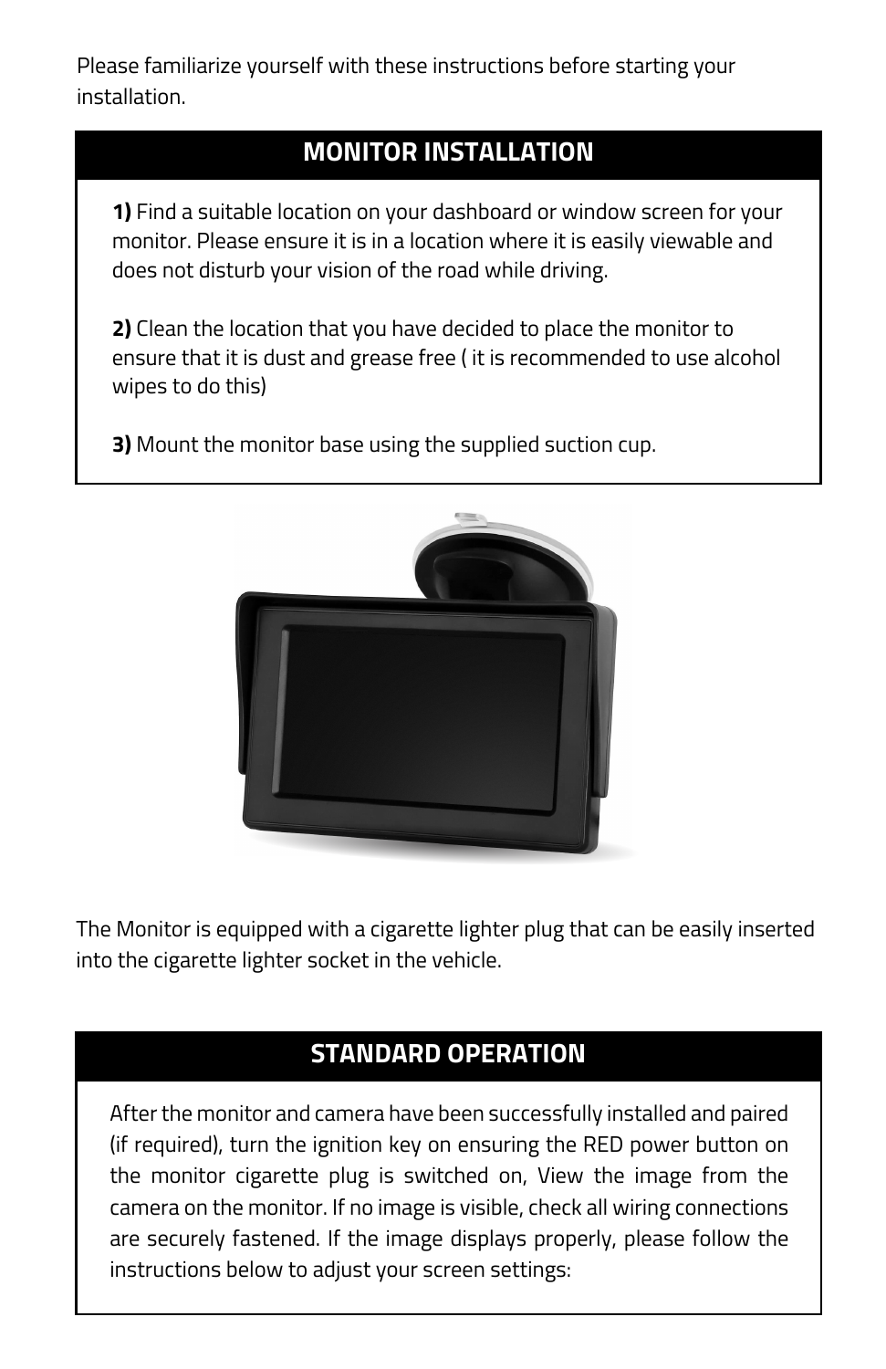Please familiarize yourself with these instructions before starting your installation.

## MONITOR INSTALLATION

**1)** Find a suitable location on your dashboard or window screen for your monitor. Please ensure it is in a location where it is easily viewable and does not disturb your vision of the road while driving.

**2)** Clean the location that you have decided to place the monitor to ensure that it is dust and grease free ( it is recommended to use alcohol wipes to do this)

**3)** Mount the monitor base using the supplied suction cup.

The Monitor is equipped with a cigarette lighter plug that can be easily inserted into the cigarette lighter socket in the vehicle.

## STANDARD OPERATION

After the monitor and camera have been successfully installed and paired (if required), turn the ignition key on ensuring the RED power button on the monitor cigarette plug is switched on, View the image from the camera on the monitor. If no image is visible, check all wiring connections are securely fastened. If the image displays properly, please follow the instructions below to adjust your screen settings: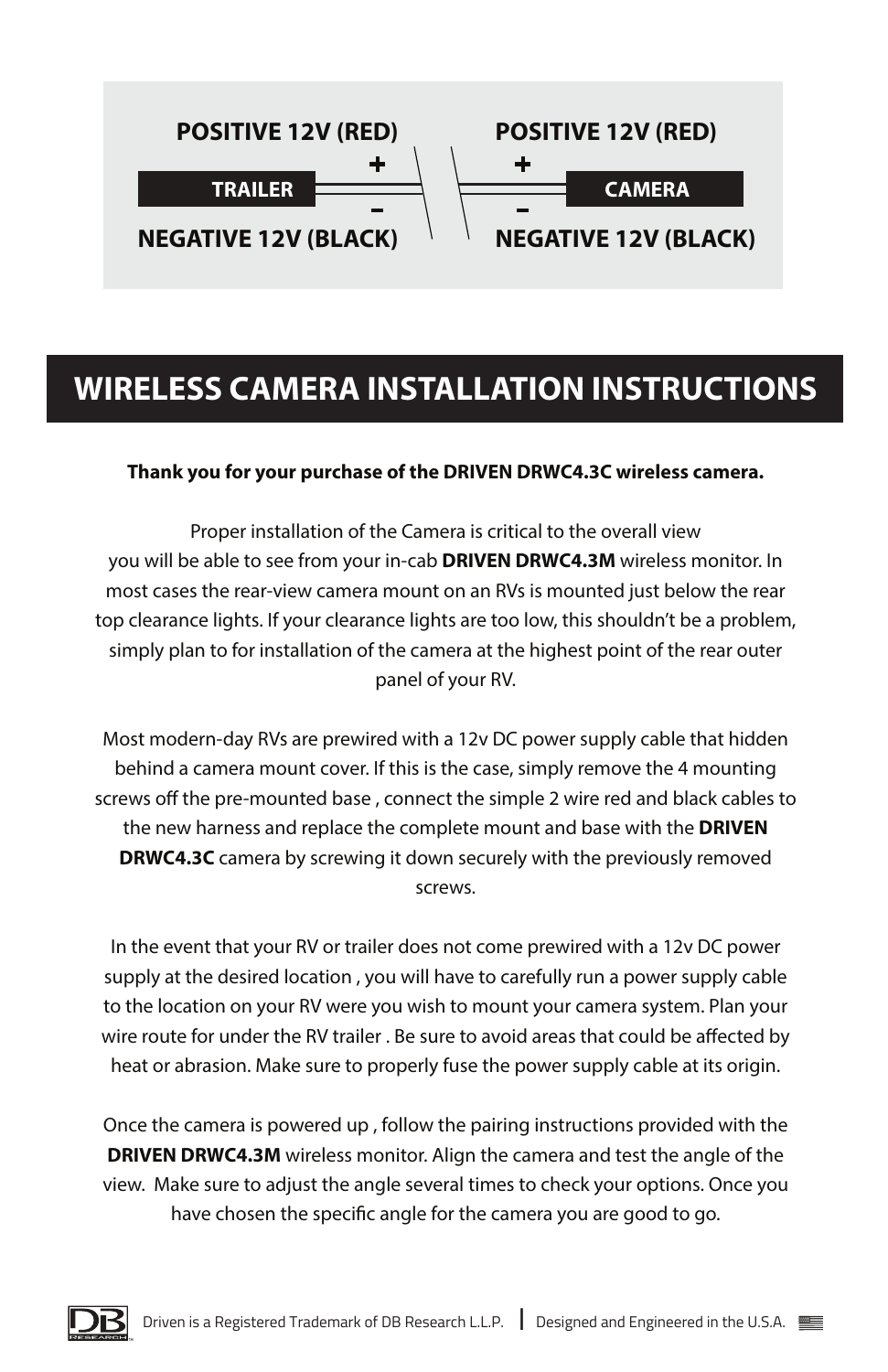**POSITIVE 12V (RED)** + **TRAILER** – **NEGATIVE 12V (BLACK)**

**POSITIVE 12V (RED)** + **CAMERA** – **NEGATIVE 12V (BLACK)**

# WIRELESS CAMERA INSTALLATION INSTRUCTIONS

**Thank you for your purchase of the DRIVEN DRWC4.3C wireless camera.**

Proper installation of the Camera is critical to the overall view you will be able to see from your in-cab **DRIVEN DRWC4.3M** wireless monitor. In most cases the rear-view camera mount on an RVs is mounted just below the rear top clearance lights. If your clearance lights are too low, this shouldn't be a problem, simply plan to for installation of the camera at the highest point of the rear outer panel of your RV.

Most modern-day RVs are prewired with a 12v DC power supply cable that hidden behind a camera mount cover. If this is the case, simply remove the 4 mounting screws off the pre-mounted base , connect the simple 2 wire red and black cables to the new harness and replace the complete mount and base with the **DRIVEN DRWC4.3C** camera by screwing it down securely with the previously removed screws.

In the event that your RV or trailer does not come prewired with a 12v DC power supply at the desired location , you will have to carefully run a power supply cable to the location on your RV were you wish to mount your camera system. Plan your wire route for under the RV trailer . Be sure to avoid areas that could be affected by heat or abrasion. Make sure to properly fuse the power supply cable at its origin.

Once the camera is powered up , follow the pairing instructions provided with the **DRIVEN DRWC4.3M** wireless monitor. Align the camera and test the angle of the view. Make sure to adjust the angle several times to check your options. Once you have chosen the specific angle for the camera you are good to go.

Driven is a Registered Trademark of DB Research L.L.P. | Designed and Engineered in the U.S.A.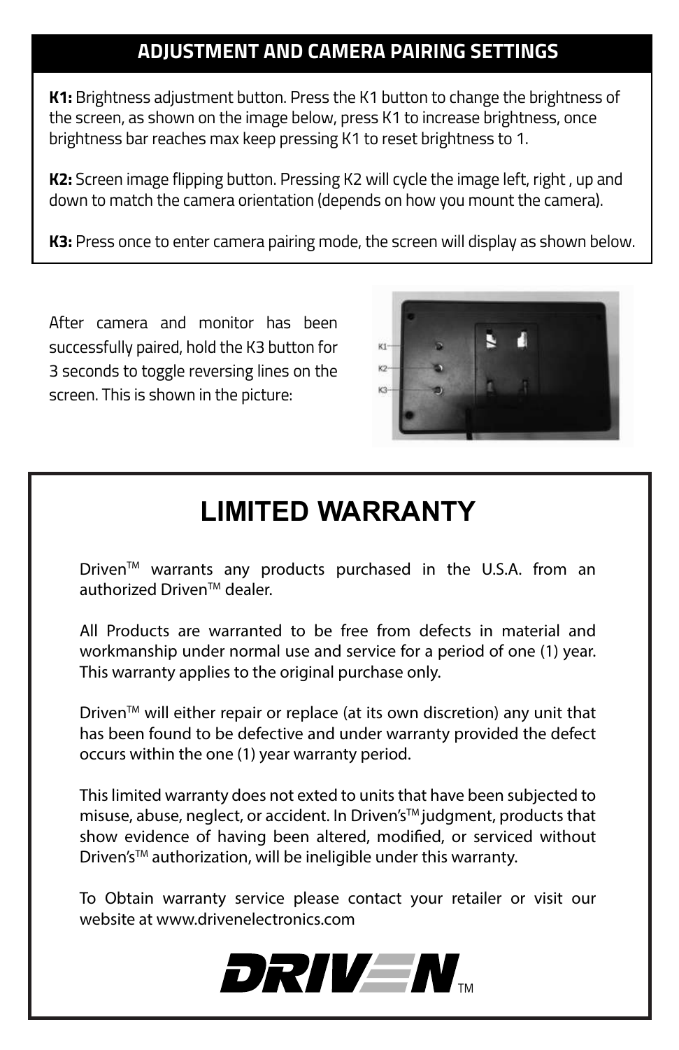## ADJUSTMENT AND CAMERA PAIRING SETTINGS

**K1:** Brightness adjustment button. Press the K1 button to change the brightness of the screen, as shown on the image below, press K1 to increase brightness, once brightness bar reaches max keep pressing K1 to reset brightness to 1.

**K2:** Screen image flipping button. Pressing K2 will cycle the image left, right , up and down to match the camera orientation (depends on how you mount the camera).

**K3:** Press once to enter camera pairing mode, the screen will display as shown below.

After camera and monitor has been successfully paired, hold the K3 button for 3 seconds to toggle reversing lines on the screen. This is shown in the picture:

K1
K2
K3

# LIMITED WARRANTY

Driven™ warrants any products purchased in the U.S.A. from an authorized Driven™ dealer.

All Products are warranted to be free from defects in material and workmanship under normal use and service for a period of one (1) year. This warranty applies to the original purchase only.

Driven™ will either repair or replace (at its own discretion) any unit that has been found to be defective and under warranty provided the defect occurs within the one (1) year warranty period.

This limited warranty does not exted to units that have been subjected to misuse, abuse, neglect, or accident. In Driven's™ judgment, products that show evidence of having been altered, modified, or serviced without Driven's™ authorization, will be ineligible under this warranty.

To Obtain warranty service please contact your retailer or visit our website at www.drivenelectronics.com

DRIVEN™